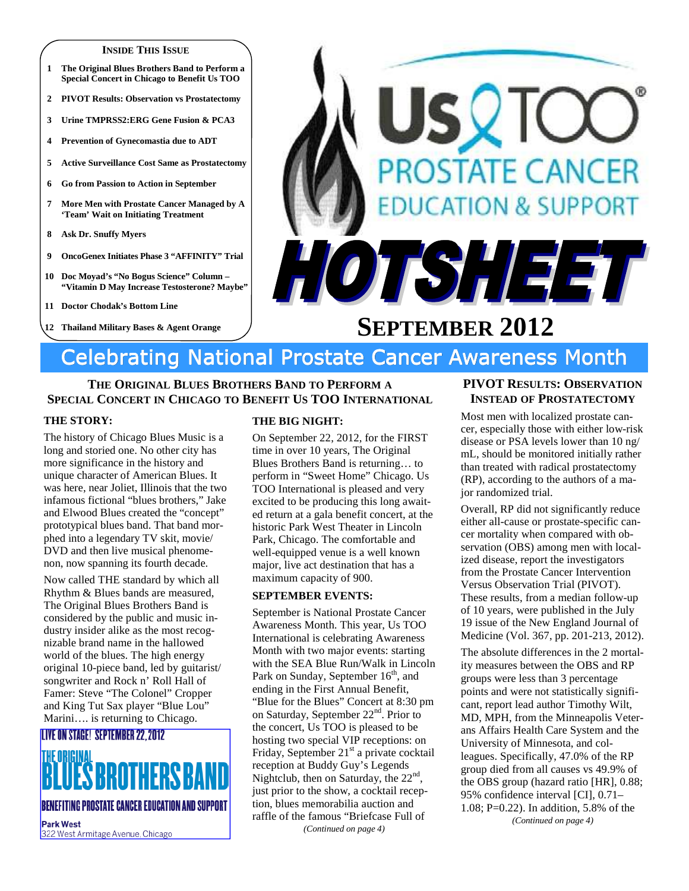**INSIDE THIS ISSUE**

1. The Original Blues Brothers Band to Perform a Special Concert in Chicago to Benefit Us TOO
2. PIVOT Results: Observation vs Prostatectomy
3. Urine TMPRSS2:ERG Gene Fusion & PCA3
4. Prevention of Gynecomastia due to ADT
5. Active Surveillance Cost Same as Prostatectomy
6. Go from Passion to Action in September
7. More Men with Prostate Cancer Managed by A 'Team' Wait on Initiating Treatment
8. Ask Dr. Snuffy Myers
9. OncoGenex Initiates Phase 3 "AFFINITY" Trial
10. Doc Moyad's "No Bogus Science" Column – "Vitamin D May Increase Testosterone? Maybe"
11. Doctor Chodak's Bottom Line
12. Thailand Military Bases & Agent Orange

# Us TOO® PROSTATE CANCER EDUCATION & SUPPORT

# HOTSHEET

## SEPTEMBER 2012

## Celebrating National Prostate Cancer Awareness Month

## THE ORIGINAL BLUES BROTHERS BAND TO PERFORM A SPECIAL CONCERT IN CHICAGO TO BENEFIT US TOO INTERNATIONAL

### THE STORY:

The history of Chicago Blues Music is a long and storied one. No other city has more significance in the history and unique character of American Blues. It was here, near Joliet, Illinois that the two infamous fictional "blues brothers," Jake and Elwood Blues created the "concept" prototypical blues band. That band morphed into a legendary TV skit, movie/ DVD and then live musical phenomenon, now spanning its fourth decade.

Now called THE standard by which all Rhythm & Blues bands are measured, The Original Blues Brothers Band is considered by the public and music industry insider alike as the most recognizable brand name in the hallowed world of the blues. The high energy original 10-piece band, led by guitarist/ songwriter and Rock n' Roll Hall of Famer: Steve "The Colonel" Cropper and King Tut Sax player "Blue Lou" Marini…. is returning to Chicago.

**LIVE ON STAGE! SEPTEMBER 22, 2012**

**THE ORIGINAL BLUES BROTHERS BAND**

**BENEFITING PROSTATE CANCER EDUCATION AND SUPPORT**

**Park West**
322 West Armitage Avenue, Chicago

### THE BIG NIGHT:

On September 22, 2012, for the FIRST time in over 10 years, The Original Blues Brothers Band is returning… to perform in "Sweet Home" Chicago. Us TOO International is pleased and very excited to be producing this long awaited return at a gala benefit concert, at the historic Park West Theater in Lincoln Park, Chicago. The comfortable and well-equipped venue is a well known major, live act destination that has a maximum capacity of 900.

### SEPTEMBER EVENTS:

September is National Prostate Cancer Awareness Month. This year, Us TOO International is celebrating Awareness Month with two major events: starting with the SEA Blue Run/Walk in Lincoln Park on Sunday, September 16th, and ending in the First Annual Benefit, "Blue for the Blues" Concert at 8:30 pm on Saturday, September 22nd. Prior to the concert, Us TOO is pleased to be hosting two special VIP receptions: on Friday, September 21st a private cocktail reception at Buddy Guy's Legends Nightclub, then on Saturday, the 22nd, just prior to the show, a cocktail reception, blues memorabilia auction and raffle of the famous "Briefcase Full of

*(Continued on page 4)*

## PIVOT RESULTS: OBSERVATION INSTEAD OF PROSTATECTOMY

Most men with localized prostate cancer, especially those with either low-risk disease or PSA levels lower than 10 ng/ mL, should be monitored initially rather than treated with radical prostatectomy (RP), according to the authors of a major randomized trial.

Overall, RP did not significantly reduce either all-cause or prostate-specific cancer mortality when compared with observation (OBS) among men with localized disease, report the investigators from the Prostate Cancer Intervention Versus Observation Trial (PIVOT). These results, from a median follow-up of 10 years, were published in the July 19 issue of the New England Journal of Medicine (Vol. 367, pp. 201-213, 2012).

The absolute differences in the 2 mortality measures between the OBS and RP groups were less than 3 percentage points and were not statistically significant, report lead author Timothy Wilt, MD, MPH, from the Minneapolis Veterans Affairs Health Care System and the University of Minnesota, and colleagues. Specifically, 47.0% of the RP group died from all causes vs 49.9% of the OBS group (hazard ratio [HR], 0.88; 95% confidence interval [CI], 0.71–1.08; P=0.22). In addition, 5.8% of the

*(Continued on page 4)*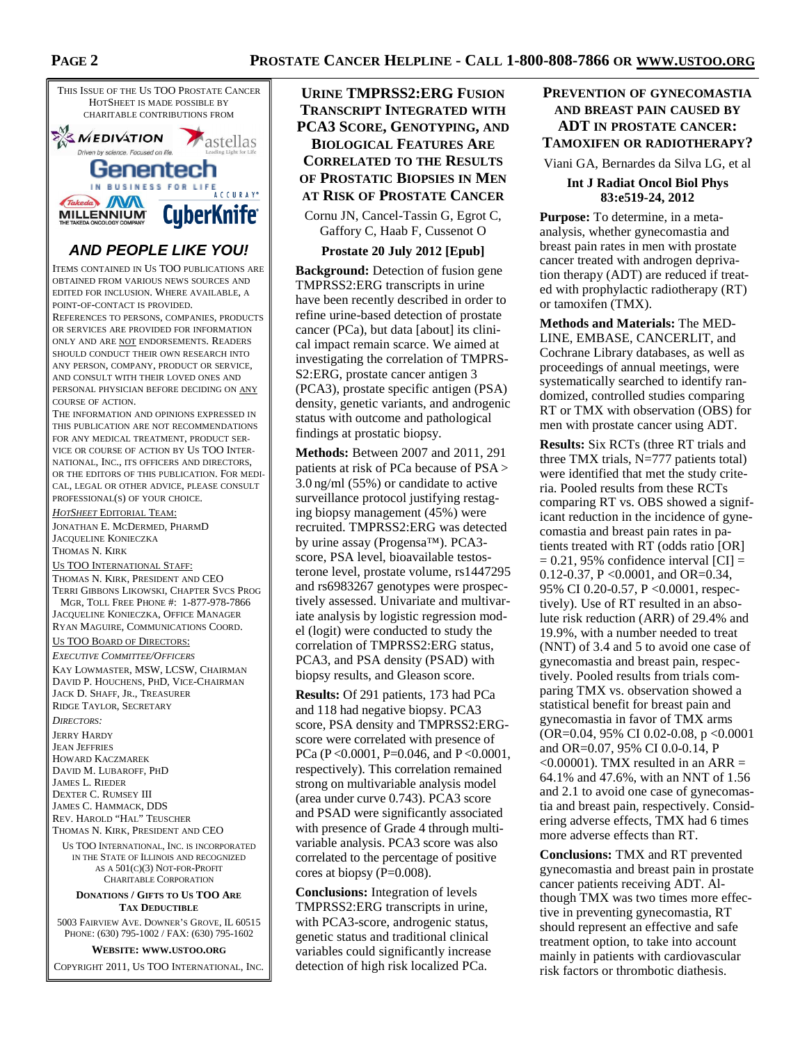THIS ISSUE OF THE US TOO PROSTATE CANCER HOTSHEET IS MADE POSSIBLE BY CHARITABLE CONTRIBUTIONS FROM

MEDIVATION, astellas, Genentech, ACCURAY, Takeda MILLENNIUM, CyberKnife

***AND PEOPLE LIKE YOU!***

ITEMS CONTAINED IN US TOO PUBLICATIONS ARE OBTAINED FROM VARIOUS NEWS SOURCES AND EDITED FOR INCLUSION. WHERE AVAILABLE, A POINT-OF-CONTACT IS PROVIDED.

REFERENCES TO PERSONS, COMPANIES, PRODUCTS OR SERVICES ARE PROVIDED FOR INFORMATION ONLY AND ARE NOT ENDORSEMENTS. READERS SHOULD CONDUCT THEIR OWN RESEARCH INTO ANY PERSON, COMPANY, PRODUCT OR SERVICE, AND CONSULT WITH THEIR LOVED ONES AND PERSONAL PHYSICIAN BEFORE DECIDING ON ANY COURSE OF ACTION.

THE INFORMATION AND OPINIONS EXPRESSED IN THIS PUBLICATION ARE NOT RECOMMENDATIONS FOR ANY MEDICAL TREATMENT, PRODUCT SERVICE OR COURSE OF ACTION BY US TOO INTERNATIONAL, INC., ITS OFFICERS AND DIRECTORS, OR THE EDITORS OF THIS PUBLICATION. FOR MEDICAL, LEGAL OR OTHER ADVICE, PLEASE CONSULT PROFESSIONAL(S) OF YOUR CHOICE.

*HOTSHEET* EDITORIAL TEAM:
JONATHAN E. MCDERMED, PHARMD
JACQUELINE KONIECZKA
THOMAS N. KIRK

US TOO INTERNATIONAL STAFF:
THOMAS N. KIRK, PRESIDENT AND CEO
TERRI GIBBONS LIKOWSKI, CHAPTER SVCS PROG MGR, TOLL FREE PHONE #: 1-877-978-7866
JACQUELINE KONIECZKA, OFFICE MANAGER
RYAN MAGUIRE, COMMUNICATIONS COORD.

US TOO BOARD OF DIRECTORS:

*EXECUTIVE COMMITTEE/OFFICERS*
KAY LOWMASTER, MSW, LCSW, CHAIRMAN
DAVID P. HOUCHENS, PHD, VICE-CHAIRMAN
JACK D. SHAFF, JR., TREASURER
RIDGE TAYLOR, SECRETARY

*DIRECTORS:*
JERRY HARDY
JEAN JEFFRIES
HOWARD KACZMAREK
DAVID M. LUBAROFF, PHD
JAMES L. RIEDER
DEXTER C. RUMSEY III
JAMES C. HAMMACK, DDS
REV. HAROLD "HAL" TEUSCHER
THOMAS N. KIRK, PRESIDENT AND CEO

US TOO INTERNATIONAL, INC. IS INCORPORATED IN THE STATE OF ILLINOIS AND RECOGNIZED AS A 501(C)(3) NOT-FOR-PROFIT CHARITABLE CORPORATION

**DONATIONS / GIFTS TO US TOO ARE TAX DEDUCTIBLE**

5003 FAIRVIEW AVE. DOWNER'S GROVE, IL 60515
PHONE: (630) 795-1002 / FAX: (630) 795-1602

**WEBSITE: WWW.USTOO.ORG**

COPYRIGHT 2011, US TOO INTERNATIONAL, INC.

## URINE TMPRSS2:ERG FUSION TRANSCRIPT INTEGRATED WITH PCA3 SCORE, GENOTYPING, AND BIOLOGICAL FEATURES ARE CORRELATED TO THE RESULTS OF PROSTATIC BIOPSIES IN MEN AT RISK OF PROSTATE CANCER

Cornu JN, Cancel-Tassin G, Egrot C, Gaffory C, Haab F, Cussenot O

**Prostate 20 July 2012 [Epub]**

**Background:** Detection of fusion gene TMPRSS2:ERG transcripts in urine have been recently described in order to refine urine-based detection of prostate cancer (PCa), but data [about] its clinical impact remain scarce. We aimed at investigating the correlation of TMPRSS2:ERG, prostate cancer antigen 3 (PCA3), prostate specific antigen (PSA) density, genetic variants, and androgenic status with outcome and pathological findings at prostatic biopsy.

**Methods:** Between 2007 and 2011, 291 patients at risk of PCa because of PSA > 3.0 ng/ml (55%) or candidate to active surveillance protocol justifying restaging biopsy management (45%) were recruited. TMPRSS2:ERG was detected by urine assay (Progensa™). PCA3-score, PSA level, bioavailable testosterone level, prostate volume, rs1447295 and rs6983267 genotypes were prospectively assessed. Univariate and multivariate analysis by logistic regression model (logit) were conducted to study the correlation of TMPRSS2:ERG status, PCA3, and PSA density (PSAD) with biopsy results, and Gleason score.

**Results:** Of 291 patients, 173 had PCa and 118 had negative biopsy. PCA3 score, PSA density and TMPRSS2:ERG-score were correlated with presence of PCa ($P<0.0001$, $P=0.046$, and $P<0.0001$, respectively). This correlation remained strong on multivariable analysis model (area under curve 0.743). PCA3 score and PSAD were significantly associated with presence of Grade 4 through multivariable analysis. PCA3 score was also correlated to the percentage of positive cores at biopsy ($P=0.008$).

**Conclusions:** Integration of levels TMPRSS2:ERG transcripts in urine, with PCA3-score, androgenic status, genetic status and traditional clinical variables could significantly increase detection of high risk localized PCa.

## PREVENTION OF GYNECOMASTIA AND BREAST PAIN CAUSED BY ADT IN PROSTATE CANCER: TAMOXIFEN OR RADIOTHERAPY?

Viani GA, Bernardes da Silva LG, et al

**Int J Radiat Oncol Biol Phys 83:e519-24, 2012**

**Purpose:** To determine, in a meta-analysis, whether gynecomastia and breast pain rates in men with prostate cancer treated with androgen deprivation therapy (ADT) are reduced if treated with prophylactic radiotherapy (RT) or tamoxifen (TMX).

**Methods and Materials:** The MEDLINE, EMBASE, CANCERLIT, and Cochrane Library databases, as well as proceedings of annual meetings, were systematically searched to identify randomized, controlled studies comparing RT or TMX with observation (OBS) for men with prostate cancer using ADT.

**Results:** Six RCTs (three RT trials and three TMX trials, N=777 patients total) were identified that met the study criteria. Pooled results from these RCTs comparing RT vs. OBS showed a significant reduction in the incidence of gynecomastia and breast pain rates in patients treated with RT (odds ratio [OR] = 0.21, 95% confidence interval [CI] = 0.12-0.37, $P<0.0001$, and OR=0.34, 95% CI 0.20-0.57, $P<0.0001$, respectively). Use of RT resulted in an absolute risk reduction (ARR) of 29.4% and 19.9%, with a number needed to treat (NNT) of 3.4 and 5 to avoid one case of gynecomastia and breast pain, respectively. Pooled results from trials comparing TMX vs. observation showed a statistical benefit for breast pain and gynecomastia in favor of TMX arms (OR=0.04, 95% CI 0.02-0.08, $p<0.0001$ and OR=0.07, 95% CI 0.0-0.14, $P<0.00001$). TMX resulted in an ARR = 64.1% and 47.6%, with an NNT of 1.56 and 2.1 to avoid one case of gynecomastia and breast pain, respectively. Considering adverse effects, TMX had 6 times more adverse effects than RT.

**Conclusions:** TMX and RT prevented gynecomastia and breast pain in prostate cancer patients receiving ADT. Although TMX was two times more effective in preventing gynecomastia, RT should represent an effective and safe treatment option, to take into account mainly in patients with cardiovascular risk factors or thrombotic diathesis.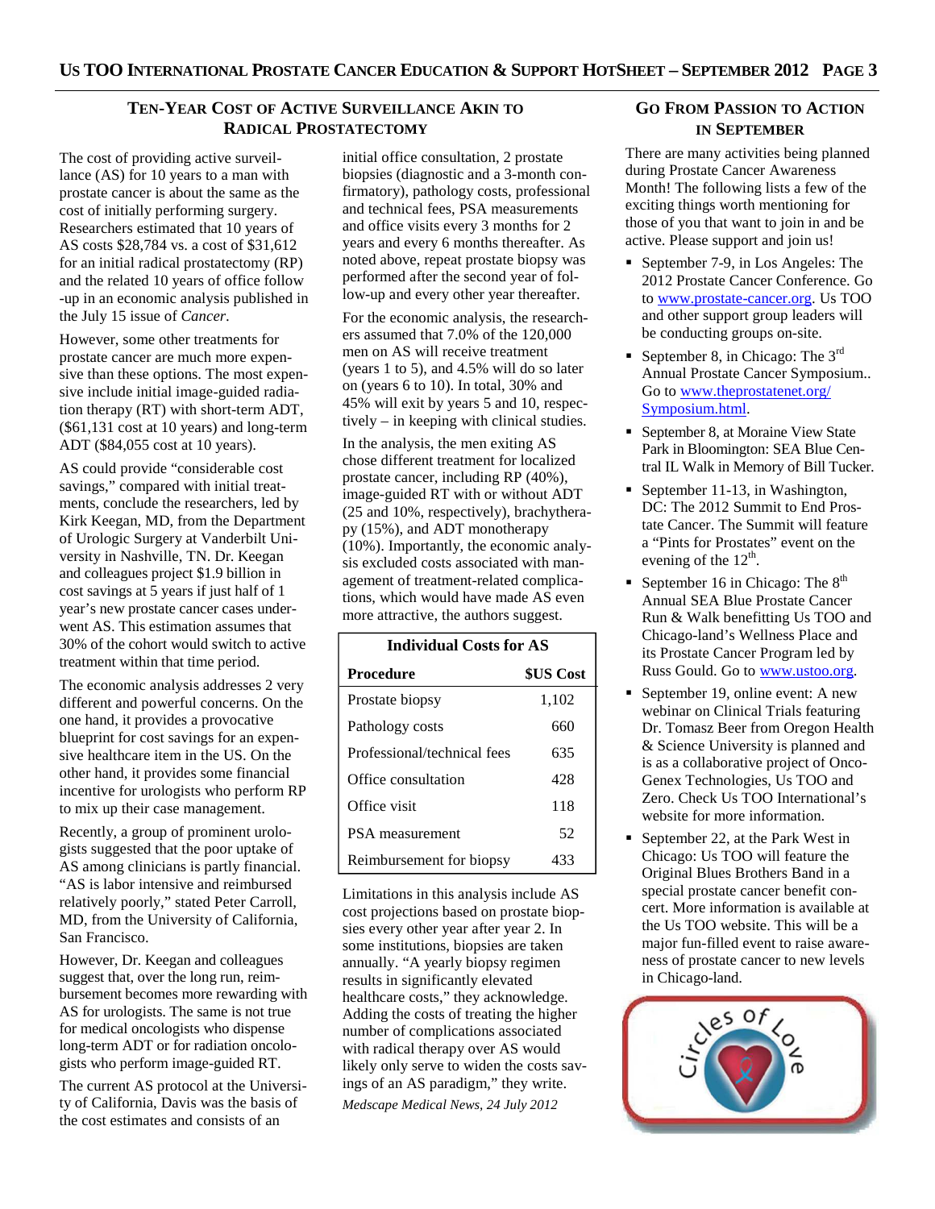## Ten-Year Cost of Active Surveillance Akin to Radical Prostatectomy

The cost of providing active surveillance (AS) for 10 years to a man with prostate cancer is about the same as the cost of initially performing surgery. Researchers estimated that 10 years of AS costs $28,784 vs. a cost of $31,612 for an initial radical prostatectomy (RP) and the related 10 years of office follow-up in an economic analysis published in the July 15 issue of *Cancer*.

However, some other treatments for prostate cancer are much more expensive than these options. The most expensive include initial image-guided radiation therapy (RT) with short-term ADT, ($61,131 cost at 10 years) and long-term ADT ($84,055 cost at 10 years).

AS could provide "considerable cost savings," compared with initial treatments, conclude the researchers, led by Kirk Keegan, MD, from the Department of Urologic Surgery at Vanderbilt University in Nashville, TN. Dr. Keegan and colleagues project $1.9 billion in cost savings at 5 years if just half of 1 year's new prostate cancer cases underwent AS. This estimation assumes that 30% of the cohort would switch to active treatment within that time period.

The economic analysis addresses 2 very different and powerful concerns. On the one hand, it provides a provocative blueprint for cost savings for an expensive healthcare item in the US. On the other hand, it provides some financial incentive for urologists who perform RP to mix up their case management.

Recently, a group of prominent urologists suggested that the poor uptake of AS among clinicians is partly financial. "AS is labor intensive and reimbursed relatively poorly," stated Peter Carroll, MD, from the University of California, San Francisco.

However, Dr. Keegan and colleagues suggest that, over the long run, reimbursement becomes more rewarding with AS for urologists. The same is not true for medical oncologists who dispense long-term ADT or for radiation oncologists who perform image-guided RT.

The current AS protocol at the University of California, Davis was the basis of the cost estimates and consists of an initial office consultation, 2 prostate biopsies (diagnostic and a 3-month confirmatory), pathology costs, professional and technical fees, PSA measurements and office visits every 3 months for 2 years and every 6 months thereafter. As noted above, repeat prostate biopsy was performed after the second year of follow-up and every other year thereafter.

For the economic analysis, the researchers assumed that 7.0% of the 120,000 men on AS will receive treatment (years 1 to 5), and 4.5% will do so later on (years 6 to 10). In total, 30% and 45% will exit by years 5 and 10, respectively – in keeping with clinical studies.

In the analysis, the men exiting AS chose different treatment for localized prostate cancer, including RP (40%), image-guided RT with or without ADT (25 and 10%, respectively), brachytherapy (15%), and ADT monotherapy (10%). Importantly, the economic analysis excluded costs associated with management of treatment-related complications, which would have made AS even more attractive, the authors suggest.

**Individual Costs for AS**

| Procedure | $US Cost |
|---|---|
| Prostate biopsy | 1,102 |
| Pathology costs | 660 |
| Professional/technical fees | 635 |
| Office consultation | 428 |
| Office visit | 118 |
| PSA measurement | 52 |
| Reimbursement for biopsy | 433 |

Limitations in this analysis include AS cost projections based on prostate biopsies every other year after year 2. In some institutions, biopsies are taken annually. "A yearly biopsy regimen results in significantly elevated healthcare costs," they acknowledge. Adding the costs of treating the higher number of complications associated with radical therapy over AS would likely only serve to widen the costs savings of an AS paradigm," they write.

*Medscape Medical News, 24 July 2012*

## Go From Passion to Action in September

There are many activities being planned during Prostate Cancer Awareness Month! The following lists a few of the exciting things worth mentioning for those of you that want to join in and be active. Please support and join us!

- September 7-9, in Los Angeles: The 2012 Prostate Cancer Conference. Go to www.prostate-cancer.org. Us TOO and other support group leaders will be conducting groups on-site.
- September 8, in Chicago: The 3rd Annual Prostate Cancer Symposium.. Go to www.theprostatenet.org/Symposium.html.
- September 8, at Moraine View State Park in Bloomington: SEA Blue Central IL Walk in Memory of Bill Tucker.
- September 11-13, in Washington, DC: The 2012 Summit to End Prostate Cancer. The Summit will feature a "Pints for Prostates" event on the evening of the 12th.
- September 16 in Chicago: The 8th Annual SEA Blue Prostate Cancer Run & Walk benefitting Us TOO and Chicago-land's Wellness Place and its Prostate Cancer Program led by Russ Gould. Go to www.ustoo.org.
- September 19, online event: A new webinar on Clinical Trials featuring Dr. Tomasz Beer from Oregon Health & Science University is planned and is as a collaborative project of OncoGenex Technologies, Us TOO and Zero. Check Us TOO International's website for more information.
- September 22, at the Park West in Chicago: Us TOO will feature the Original Blues Brothers Band in a special prostate cancer benefit concert. More information is available at the Us TOO website. This will be a major fun-filled event to raise awareness of prostate cancer to new levels in Chicago-land.

Circles of Love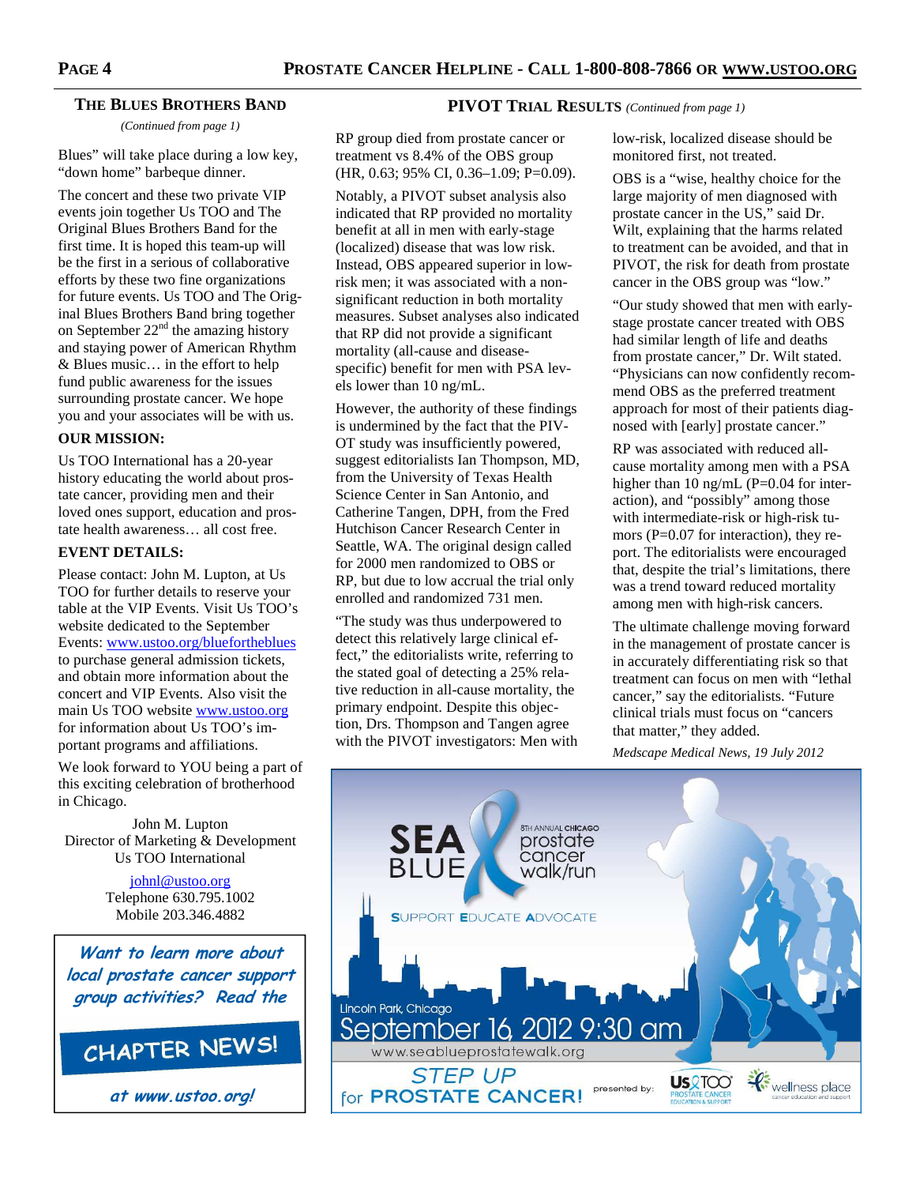## THE BLUES BROTHERS BAND

*(Continued from page 1)*

Blues" will take place during a low key, "down home" barbeque dinner.

The concert and these two private VIP events join together Us TOO and The Original Blues Brothers Band for the first time. It is hoped this team-up will be the first in a serious of collaborative efforts by these two fine organizations for future events. Us TOO and The Original Blues Brothers Band bring together on September 22nd the amazing history and staying power of American Rhythm & Blues music… in the effort to help fund public awareness for the issues surrounding prostate cancer. We hope you and your associates will be with us.

**OUR MISSION:**

Us TOO International has a 20-year history educating the world about prostate cancer, providing men and their loved ones support, education and prostate health awareness… all cost free.

**EVENT DETAILS:**

Please contact: John M. Lupton, at Us TOO for further details to reserve your table at the VIP Events. Visit Us TOO's website dedicated to the September Events: www.ustoo.org/bluefortheblues to purchase general admission tickets, and obtain more information about the concert and VIP Events. Also visit the main Us TOO website www.ustoo.org for information about Us TOO's important programs and affiliations.

We look forward to YOU being a part of this exciting celebration of brotherhood in Chicago.

John M. Lupton
Director of Marketing & Development
Us TOO International

johnl@ustoo.org
Telephone 630.795.1002
Mobile 203.346.4882

***Want to learn more about local prostate cancer support group activities? Read the***

**CHAPTER NEWS!**

***at www.ustoo.org!***

## PIVOT TRIAL RESULTS *(Continued from page 1)*

RP group died from prostate cancer or treatment vs 8.4% of the OBS group (HR, 0.63; 95% CI, 0.36–1.09; P=0.09).

Notably, a PIVOT subset analysis also indicated that RP provided no mortality benefit at all in men with early-stage (localized) disease that was low risk. Instead, OBS appeared superior in low-risk men; it was associated with a non-significant reduction in both mortality measures. Subset analyses also indicated that RP did not provide a significant mortality (all-cause and disease-specific) benefit for men with PSA levels lower than 10 ng/mL.

However, the authority of these findings is undermined by the fact that the PIVOT study was insufficiently powered, suggest editorialists Ian Thompson, MD, from the University of Texas Health Science Center in San Antonio, and Catherine Tangen, DPH, from the Fred Hutchison Cancer Research Center in Seattle, WA. The original design called for 2000 men randomized to OBS or RP, but due to low accrual the trial only enrolled and randomized 731 men.

"The study was thus underpowered to detect this relatively large clinical effect," the editorialists write, referring to the stated goal of detecting a 25% relative reduction in all-cause mortality, the primary endpoint. Despite this objection, Drs. Thompson and Tangen agree with the PIVOT investigators: Men with low-risk, localized disease should be monitored first, not treated.

OBS is a "wise, healthy choice for the large majority of men diagnosed with prostate cancer in the US," said Dr. Wilt, explaining that the harms related to treatment can be avoided, and that in PIVOT, the risk for death from prostate cancer in the OBS group was "low."

"Our study showed that men with early-stage prostate cancer treated with OBS had similar length of life and deaths from prostate cancer," Dr. Wilt stated. "Physicians can now confidently recommend OBS as the preferred treatment approach for most of their patients diagnosed with [early] prostate cancer."

RP was associated with reduced all-cause mortality among men with a PSA higher than 10 ng/mL (P=0.04 for interaction), and "possibly" among those with intermediate-risk or high-risk tumors (P=0.07 for interaction), they report. The editorialists were encouraged that, despite the trial's limitations, there was a trend toward reduced mortality among men with high-risk cancers.

The ultimate challenge moving forward in the management of prostate cancer is in accurately differentiating risk so that treatment can focus on men with "lethal cancer," say the editorialists. "Future clinical trials must focus on "cancers that matter," they added.

*Medscape Medical News, 19 July 2012*

**SEA BLUE** 8TH ANNUAL CHICAGO prostate cancer walk/run

SUPPORT EDUCATE ADVOCATE

Lincoln Park, Chicago
September 16, 2012 9:30 am
www.seablueprostatewalk.org

STEP UP for PROSTATE CANCER!

presented by: Us TOO PROSTATE CANCER EDUCATION & SUPPORT; wellness place cancer education and support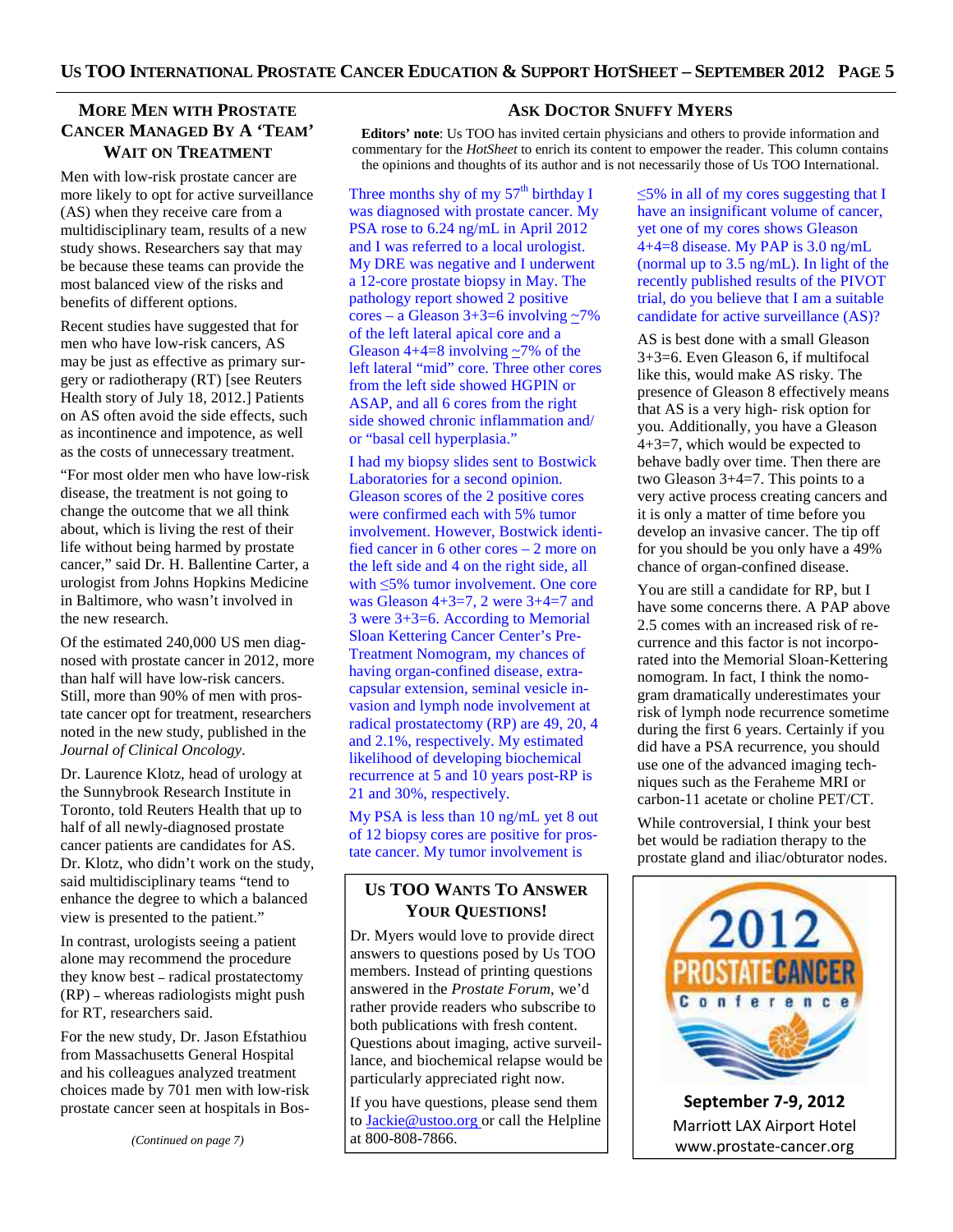## More Men with Prostate Cancer Managed By A 'Team' Wait on Treatment

Men with low-risk prostate cancer are more likely to opt for active surveillance (AS) when they receive care from a multidisciplinary team, results of a new study shows. Researchers say that may be because these teams can provide the most balanced view of the risks and benefits of different options.

Recent studies have suggested that for men who have low-risk cancers, AS may be just as effective as primary surgery or radiotherapy (RT) [see Reuters Health story of July 18, 2012.] Patients on AS often avoid the side effects, such as incontinence and impotence, as well as the costs of unnecessary treatment.

"For most older men who have low-risk disease, the treatment is not going to change the outcome that we all think about, which is living the rest of their life without being harmed by prostate cancer," said Dr. H. Ballentine Carter, a urologist from Johns Hopkins Medicine in Baltimore, who wasn't involved in the new research.

Of the estimated 240,000 US men diagnosed with prostate cancer in 2012, more than half will have low-risk cancers. Still, more than 90% of men with prostate cancer opt for treatment, researchers noted in the new study, published in the *Journal of Clinical Oncology*.

Dr. Laurence Klotz, head of urology at the Sunnybrook Research Institute in Toronto, told Reuters Health that up to half of all newly-diagnosed prostate cancer patients are candidates for AS. Dr. Klotz, who didn't work on the study, said multidisciplinary teams "tend to enhance the degree to which a balanced view is presented to the patient."

In contrast, urologists seeing a patient alone may recommend the procedure they know best – radical prostatectomy (RP) – whereas radiologists might push for RT, researchers said.

For the new study, Dr. Jason Efstathiou from Massachusetts General Hospital and his colleagues analyzed treatment choices made by 701 men with low-risk prostate cancer seen at hospitals in Bos-

*(Continued on page 7)*

## Ask Doctor Snuffy Myers

**Editors' note**: Us TOO has invited certain physicians and others to provide information and commentary for the *HotSheet* to enrich its content to empower the reader. This column contains the opinions and thoughts of its author and is not necessarily those of Us TOO International.

Three months shy of my 57th birthday I was diagnosed with prostate cancer. My PSA rose to 6.24 ng/mL in April 2012 and I was referred to a local urologist. My DRE was negative and I underwent a 12-core prostate biopsy in May. The pathology report showed 2 positive cores – a Gleason 3+3=6 involving ~7% of the left lateral apical core and a Gleason 4+4=8 involving ~7% of the left lateral "mid" core. Three other cores from the left side showed HGPIN or ASAP, and all 6 cores from the right side showed chronic inflammation and/or "basal cell hyperplasia."

I had my biopsy slides sent to Bostwick Laboratories for a second opinion. Gleason scores of the 2 positive cores were confirmed each with 5% tumor involvement. However, Bostwick identified cancer in 6 other cores – 2 more on the left side and 4 on the right side, all with ≤5% tumor involvement. One core was Gleason 4+3=7, 2 were 3+4=7 and 3 were 3+3=6. According to Memorial Sloan Kettering Cancer Center's Pre-Treatment Nomogram, my chances of having organ-confined disease, extra-capsular extension, seminal vesicle invasion and lymph node involvement at radical prostatectomy (RP) are 49, 20, 4 and 2.1%, respectively. My estimated likelihood of developing biochemical recurrence at 5 and 10 years post-RP is 21 and 30%, respectively.

My PSA is less than 10 ng/mL yet 8 out of 12 biopsy cores are positive for prostate cancer. My tumor involvement is ≤5% in all of my cores suggesting that I have an insignificant volume of cancer, yet one of my cores shows Gleason 4+4=8 disease. My PAP is 3.0 ng/mL (normal up to 3.5 ng/mL). In light of the recently published results of the PIVOT trial, do you believe that I am a suitable candidate for active surveillance (AS)?

AS is best done with a small Gleason 3+3=6. Even Gleason 6, if multifocal like this, would make AS risky. The presence of Gleason 8 effectively means that AS is a very high- risk option for you. Additionally, you have a Gleason 4+3=7, which would be expected to behave badly over time. Then there are two Gleason 3+4=7. This points to a very active process creating cancers and it is only a matter of time before you develop an invasive cancer. The tip off for you should be you only have a 49% chance of organ-confined disease.

You are still a candidate for RP, but I have some concerns there. A PAP above 2.5 comes with an increased risk of recurrence and this factor is not incorporated into the Memorial Sloan-Kettering nomogram. In fact, I think the nomogram dramatically underestimates your risk of lymph node recurrence sometime during the first 6 years. Certainly if you did have a PSA recurrence, you should use one of the advanced imaging techniques such as the Feraheme MRI or carbon-11 acetate or choline PET/CT.

While controversial, I think your best bet would be radiation therapy to the prostate gland and iliac/obturator nodes.

### Us TOO Wants To Answer Your Questions!

Dr. Myers would love to provide direct answers to questions posed by Us TOO members. Instead of printing questions answered in the *Prostate Forum*, we'd rather provide readers who subscribe to both publications with fresh content. Questions about imaging, active surveillance, and biochemical relapse would be particularly appreciated right now.

If you have questions, please send them to Jackie@ustoo.org or call the Helpline at 800-808-7866.

**2012 Prostate Cancer Conference**

**September 7-9, 2012**

Marriott LAX Airport Hotel

www.prostate-cancer.org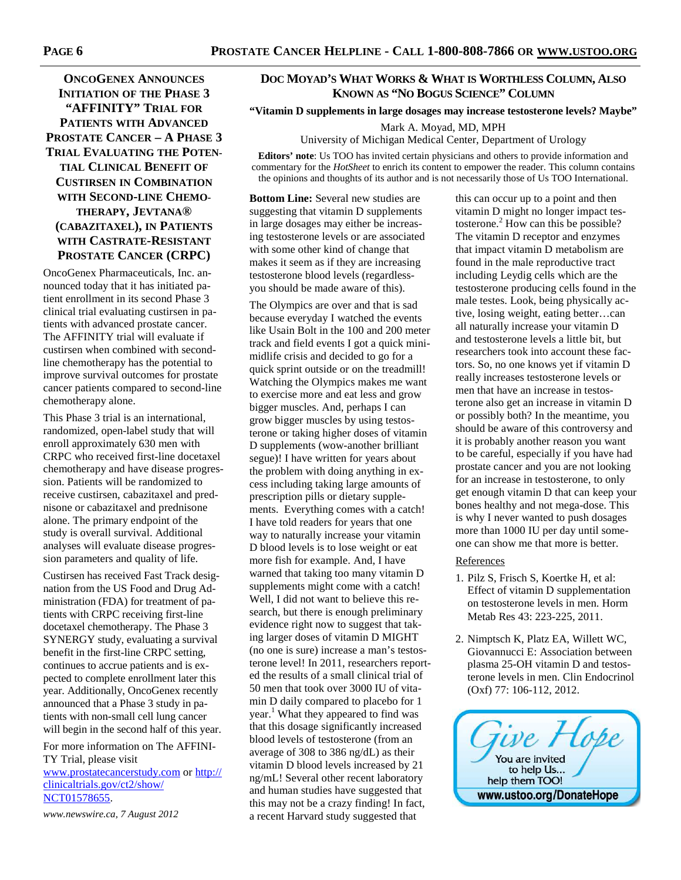## OncoGenex Announces Initiation of the Phase 3 "AFFINITY" Trial for Patients with Advanced Prostate Cancer – A Phase 3 Trial Evaluating the Potential Clinical Benefit of Custirsen in Combination with Second-line Chemotherapy, Jevtana® (cabazitaxel), in Patients with Castrate-Resistant Prostate Cancer (CRPC)

OncoGenex Pharmaceuticals, Inc. announced today that it has initiated patient enrollment in its second Phase 3 clinical trial evaluating custirsen in patients with advanced prostate cancer. The AFFINITY trial will evaluate if custirsen when combined with second-line chemotherapy has the potential to improve survival outcomes for prostate cancer patients compared to second-line chemotherapy alone.

This Phase 3 trial is an international, randomized, open-label study that will enroll approximately 630 men with CRPC who received first-line docetaxel chemotherapy and have disease progression. Patients will be randomized to receive custirsen, cabazitaxel and prednisone or cabazitaxel and prednisone alone. The primary endpoint of the study is overall survival. Additional analyses will evaluate disease progression parameters and quality of life.

Custirsen has received Fast Track designation from the US Food and Drug Administration (FDA) for treatment of patients with CRPC receiving first-line docetaxel chemotherapy. The Phase 3 SYNERGY study, evaluating a survival benefit in the first-line CRPC setting, continues to accrue patients and is expected to complete enrollment later this year. Additionally, OncoGenex recently announced that a Phase 3 study in patients with non-small cell lung cancer will begin in the second half of this year.

For more information on The AFFINITY Trial, please visit www.prostatecancerstudy.com or http://clinicaltrials.gov/ct2/show/NCT01578655.

*www.newswire.ca, 7 August 2012*

## Doc Moyad's What Works & What is Worthless Column, Also Known as "No Bogus Science" Column

**"Vitamin D supplements in large dosages may increase testosterone levels? Maybe"**

Mark A. Moyad, MD, MPH
University of Michigan Medical Center, Department of Urology

**Editors' note**: Us TOO has invited certain physicians and others to provide information and commentary for the *HotSheet* to enrich its content to empower the reader. This column contains the opinions and thoughts of its author and is not necessarily those of Us TOO International.

**Bottom Line:** Several new studies are suggesting that vitamin D supplements in large dosages may either be increasing testosterone levels or are associated with some other kind of change that makes it seem as if they are increasing testosterone blood levels (regardless-you should be made aware of this).

The Olympics are over and that is sad because everyday I watched the events like Usain Bolt in the 100 and 200 meter track and field events I got a quick mini-midlife crisis and decided to go for a quick sprint outside or on the treadmill! Watching the Olympics makes me want to exercise more and eat less and grow bigger muscles. And, perhaps I can grow bigger muscles by using testosterone or taking higher doses of vitamin D supplements (wow-another brilliant segue)! I have written for years about the problem with doing anything in excess including taking large amounts of prescription pills or dietary supplements. Everything comes with a catch! I have told readers for years that one way to naturally increase your vitamin D blood levels is to lose weight or eat more fish for example. And, I have warned that taking too many vitamin D supplements might come with a catch! Well, I did not want to believe this research, but there is enough preliminary evidence right now to suggest that taking larger doses of vitamin D MIGHT (no one is sure) increase a man's testosterone level! In 2011, researchers reported the results of a small clinical trial of 50 men that took over 3000 IU of vitamin D daily compared to placebo for 1 year.[1] What they appeared to find was that this dosage significantly increased blood levels of testosterone (from an average of 308 to 386 ng/dL) as their vitamin D blood levels increased by 21 ng/mL! Several other recent laboratory and human studies have suggested that this may not be a crazy finding! In fact, a recent Harvard study suggested that this can occur up to a point and then vitamin D might no longer impact testosterone.[2] How can this be possible? The vitamin D receptor and enzymes that impact vitamin D metabolism are found in the male reproductive tract including Leydig cells which are the testosterone producing cells found in the male testes. Look, being physically active, losing weight, eating better…can all naturally increase your vitamin D and testosterone levels a little bit, but researchers took into account these factors. So, no one knows yet if vitamin D really increases testosterone levels or men that have an increase in testosterone also get an increase in vitamin D or possibly both? In the meantime, you should be aware of this controversy and it is probably another reason you want to be careful, especially if you have had prostate cancer and you are not looking for an increase in testosterone, to only get enough vitamin D that can keep your bones healthy and not mega-dose. This is why I never wanted to push dosages more than 1000 IU per day until someone can show me that more is better.

References

1. Pilz S, Frisch S, Koertke H, et al: Effect of vitamin D supplementation on testosterone levels in men. Horm Metab Res 43: 223-225, 2011.
2. Nimptsch K, Platz EA, Willett WC, Giovannucci E: Association between plasma 25-OH vitamin D and testosterone levels in men. Clin Endocrinol (Oxf) 77: 106-112, 2012.

Give Hope
You are invited to help Us… help them TOO!
www.ustoo.org/DonateHope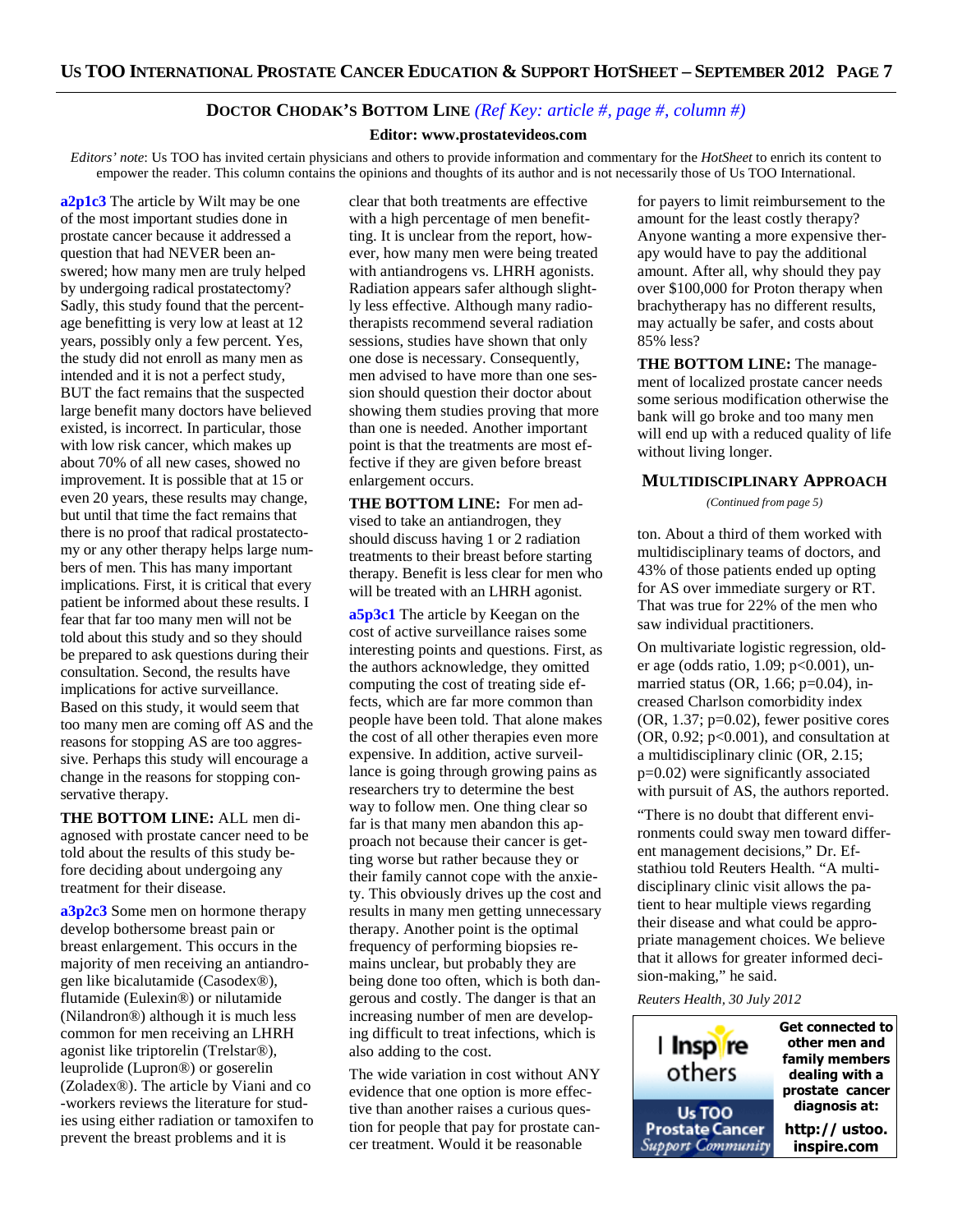## DOCTOR CHODAK'S BOTTOM LINE *(Ref Key: article #, page #, column #)*

**Editor: www.prostatevideos.com**

*Editors' note*: Us TOO has invited certain physicians and others to provide information and commentary for the *HotSheet* to enrich its content to empower the reader. This column contains the opinions and thoughts of its author and is not necessarily those of Us TOO International.

**a2p1c3** The article by Wilt may be one of the most important studies done in prostate cancer because it addressed a question that had NEVER been answered; how many men are truly helped by undergoing radical prostatectomy? Sadly, this study found that the percentage benefitting is very low at least at 12 years, possibly only a few percent. Yes, the study did not enroll as many men as intended and it is not a perfect study, BUT the fact remains that the suspected large benefit many doctors have believed existed, is incorrect. In particular, those with low risk cancer, which makes up about 70% of all new cases, showed no improvement. It is possible that at 15 or even 20 years, these results may change, but until that time the fact remains that there is no proof that radical prostatectomy or any other therapy helps large numbers of men. This has many important implications. First, it is critical that every patient be informed about these results. I fear that far too many men will not be told about this study and so they should be prepared to ask questions during their consultation. Second, the results have implications for active surveillance. Based on this study, it would seem that too many men are coming off AS and the reasons for stopping AS are too aggressive. Perhaps this study will encourage a change in the reasons for stopping conservative therapy.

**THE BOTTOM LINE:** ALL men diagnosed with prostate cancer need to be told about the results of this study before deciding about undergoing any treatment for their disease.

**a3p2c3** Some men on hormone therapy develop bothersome breast pain or breast enlargement. This occurs in the majority of men receiving an antiandrogen like bicalutamide (Casodex®), flutamide (Eulexin®) or nilutamide (Nilandron®) although it is much less common for men receiving an LHRH agonist like triptorelin (Trelstar®), leuprolide (Lupron®) or goserelin (Zoladex®). The article by Viani and co-workers reviews the literature for studies using either radiation or tamoxifen to prevent the breast problems and it is clear that both treatments are effective with a high percentage of men benefitting. It is unclear from the report, however, how many men were being treated with antiandrogens vs. LHRH agonists. Radiation appears safer although slightly less effective. Although many radiotherapists recommend several radiation sessions, studies have shown that only one dose is necessary. Consequently, men advised to have more than one session should question their doctor about showing them studies proving that more than one is needed. Another important point is that the treatments are most effective if they are given before breast enlargement occurs.

**THE BOTTOM LINE:** For men advised to take an antiandrogen, they should discuss having 1 or 2 radiation treatments to their breast before starting therapy. Benefit is less clear for men who will be treated with an LHRH agonist.

**a5p3c1** The article by Keegan on the cost of active surveillance raises some interesting points and questions. First, as the authors acknowledge, they omitted computing the cost of treating side effects, which are far more common than people have been told. That alone makes the cost of all other therapies even more expensive. In addition, active surveillance is going through growing pains as researchers try to determine the best way to follow men. One thing clear so far is that many men abandon this approach not because their cancer is getting worse but rather because they or their family cannot cope with the anxiety. This obviously drives up the cost and results in many men getting unnecessary therapy. Another point is the optimal frequency of performing biopsies remains unclear, but probably they are being done too often, which is both dangerous and costly. The danger is that an increasing number of men are developing difficult to treat infections, which is also adding to the cost.

The wide variation in cost without ANY evidence that one option is more effective than another raises a curious question for people that pay for prostate cancer treatment. Would it be reasonable for payers to limit reimbursement to the amount for the least costly therapy? Anyone wanting a more expensive therapy would have to pay the additional amount. After all, why should they pay over $100,000 for Proton therapy when brachytherapy has no different results, may actually be safer, and costs about 85% less?

**THE BOTTOM LINE:** The management of localized prostate cancer needs some serious modification otherwise the bank will go broke and too many men will end up with a reduced quality of life without living longer.

## MULTIDISCIPLINARY APPROACH

*(Continued from page 5)*

ton. About a third of them worked with multidisciplinary teams of doctors, and 43% of those patients ended up opting for AS over immediate surgery or RT. That was true for 22% of the men who saw individual practitioners.

On multivariate logistic regression, older age (odds ratio, 1.09; $p<0.001$), unmarried status (OR, 1.66; $p=0.04$), increased Charlson comorbidity index (OR, 1.37; $p=0.02$), fewer positive cores (OR, 0.92; $p<0.001$), and consultation at a multidisciplinary clinic (OR, 2.15; $p=0.02$) were significantly associated with pursuit of AS, the authors reported.

"There is no doubt that different environments could sway men toward different management decisions," Dr. Efstathiou told Reuters Health. "A multidisciplinary clinic visit allows the patient to hear multiple views regarding their disease and what could be appropriate management choices. We believe that it allows for greater informed decision-making," he said.

*Reuters Health, 30 July 2012*

I Inspire others — Us TOO Prostate Cancer Support Community

**Get connected to other men and family members dealing with a prostate cancer diagnosis at:**

**http://ustoo.inspire.com**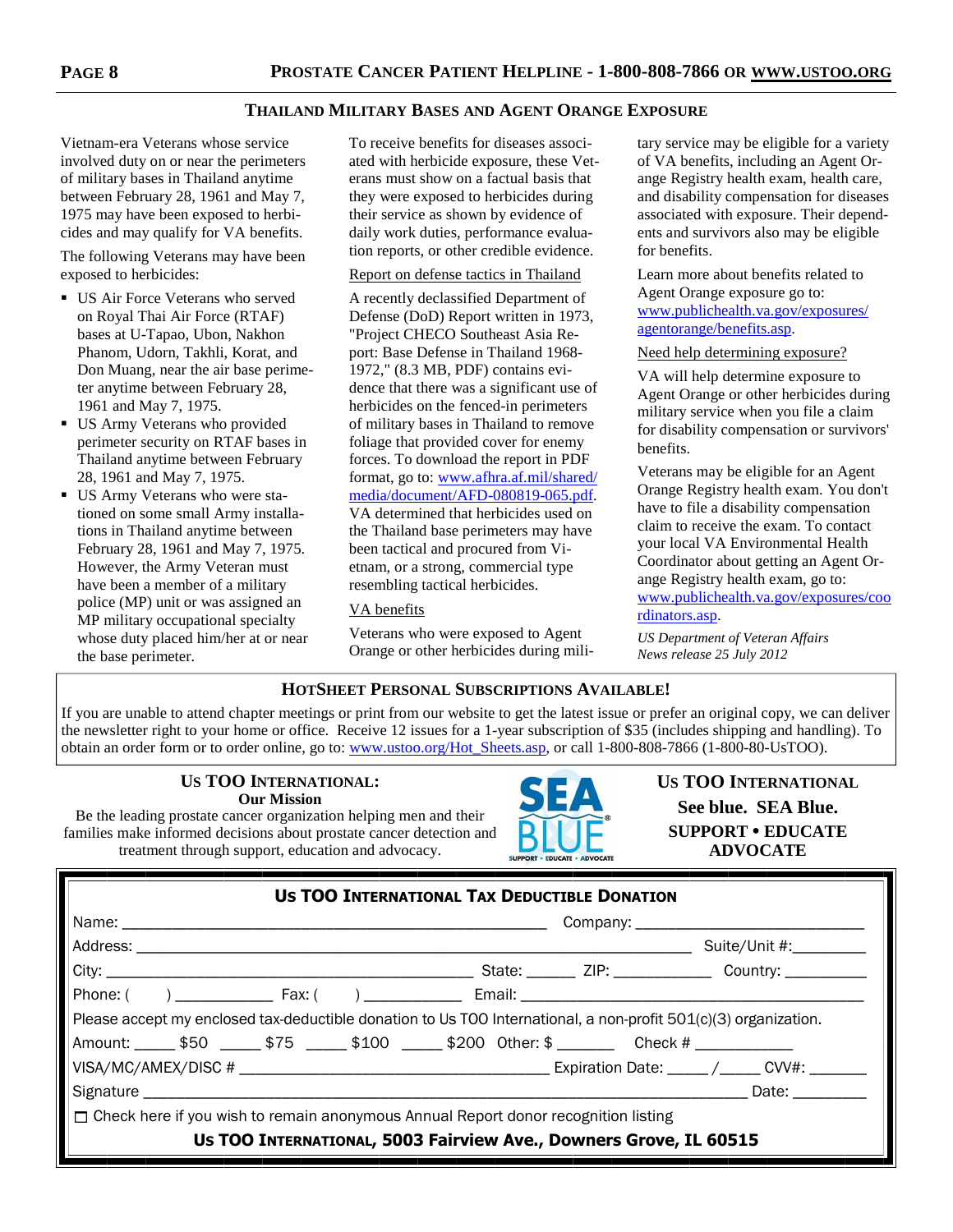## Thailand Military Bases and Agent Orange Exposure

Vietnam-era Veterans whose service involved duty on or near the perimeters of military bases in Thailand anytime between February 28, 1961 and May 7, 1975 may have been exposed to herbicides and may qualify for VA benefits.

The following Veterans may have been exposed to herbicides:

- US Air Force Veterans who served on Royal Thai Air Force (RTAF) bases at U-Tapao, Ubon, Nakhon Phanom, Udorn, Takhli, Korat, and Don Muang, near the air base perimeter anytime between February 28, 1961 and May 7, 1975.
- US Army Veterans who provided perimeter security on RTAF bases in Thailand anytime between February 28, 1961 and May 7, 1975.
- US Army Veterans who were stationed on some small Army installations in Thailand anytime between February 28, 1961 and May 7, 1975. However, the Army Veteran must have been a member of a military police (MP) unit or was assigned an MP military occupational specialty whose duty placed him/her at or near the base perimeter.

To receive benefits for diseases associated with herbicide exposure, these Veterans must show on a factual basis that they were exposed to herbicides during their service as shown by evidence of daily work duties, performance evaluation reports, or other credible evidence.

Report on defense tactics in Thailand

A recently declassified Department of Defense (DoD) Report written in 1973, "Project CHECO Southeast Asia Report: Base Defense in Thailand 1968-1972," (8.3 MB, PDF) contains evidence that there was a significant use of herbicides on the fenced-in perimeters of military bases in Thailand to remove foliage that provided cover for enemy forces. To download the report in PDF format, go to: www.afhra.af.mil/shared/media/document/AFD-080819-065.pdf. VA determined that herbicides used on the Thailand base perimeters may have been tactical and procured from Vietnam, or a strong, commercial type resembling tactical herbicides.

VA benefits

Veterans who were exposed to Agent Orange or other herbicides during military service may be eligible for a variety of VA benefits, including an Agent Orange Registry health exam, health care, and disability compensation for diseases associated with exposure. Their dependents and survivors also may be eligible for benefits.

Learn more about benefits related to Agent Orange exposure go to: www.publichealth.va.gov/exposures/agentorange/benefits.asp.

Need help determining exposure?

VA will help determine exposure to Agent Orange or other herbicides during military service when you file a claim for disability compensation or survivors' benefits.

Veterans may be eligible for an Agent Orange Registry health exam. You don't have to file a disability compensation claim to receive the exam. To contact your local VA Environmental Health Coordinator about getting an Agent Orange Registry health exam, go to: www.publichealth.va.gov/exposures/coordinators.asp.

*US Department of Veteran Affairs*
*News release 25 July 2012*

## HotSheet Personal Subscriptions Available!

If you are unable to attend chapter meetings or print from our website to get the latest issue or prefer an original copy, we can deliver the newsletter right to your home or office. Receive 12 issues for a 1-year subscription of $35 (includes shipping and handling). To obtain an order form or to order online, go to: www.ustoo.org/Hot_Sheets.asp, or call 1-800-808-7866 (1-800-80-UsTOO).

**Us TOO International:**
**Our Mission**
Be the leading prostate cancer organization helping men and their families make informed decisions about prostate cancer detection and treatment through support, education and advocacy.

SEA BLUE® SUPPORT • EDUCATE • ADVOCATE

**Us TOO International**
**See blue. SEA Blue.**
**SUPPORT • EDUCATE**
**ADVOCATE**

## Us TOO International Tax Deductible Donation

Name: ______________________ Company: ______________________

Address: ______________________ Suite/Unit #:________

City: ______________________ State: ______ ZIP: ___________ Country: __________

Phone: (    ) ___________ Fax: (    ) ___________ Email: ______________________

Please accept my enclosed tax-deductible donation to Us TOO International, a non-profit 501(c)(3) organization.

Amount: _____ $50 _____ $75 _____ $100 _____ $200 Other: $ _______ Check # ___________

VISA/MC/AMEX/DISC # ______________________ Expiration Date: _____ /_____ CVV#: _______

Signature ______________________ Date: _________

☐ Check here if you wish to remain anonymous Annual Report donor recognition listing

**Us TOO International, 5003 Fairview Ave., Downers Grove, IL 60515**